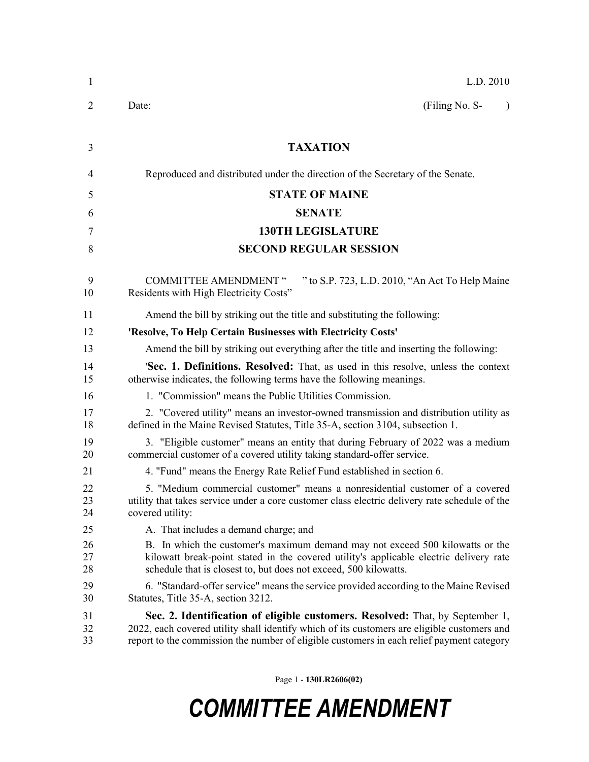L.D. 2010

Date: (Filing No. S- )

**TAXATION**

Reproduced and distributed under the direction of the Secretary of the Senate.

**STATE OF MAINE**

**SENATE**

**130TH LEGISLATURE**

**SECOND REGULAR SESSION**

COMMITTEE AMENDMENT " " to S.P. 723, L.D. 2010, "An Act To Help Maine Residents with High Electricity Costs"

Amend the bill by striking out the title and substituting the following:

**'Resolve, To Help Certain Businesses with Electricity Costs'**

Amend the bill by striking out everything after the title and inserting the following:

'**Sec. 1. Definitions. Resolved:** That, as used in this resolve, unless the context otherwise indicates, the following terms have the following meanings.

1. "Commission" means the Public Utilities Commission.

2. "Covered utility" means an investor-owned transmission and distribution utility as defined in the Maine Revised Statutes, Title 35-A, section 3104, subsection 1.

3. "Eligible customer" means an entity that during February of 2022 was a medium commercial customer of a covered utility taking standard-offer service.

4. "Fund" means the Energy Rate Relief Fund established in section 6.

5. "Medium commercial customer" means a nonresidential customer of a covered utility that takes service under a core customer class electric delivery rate schedule of the covered utility:

A. That includes a demand charge; and

B. In which the customer's maximum demand may not exceed 500 kilowatts or the kilowatt break-point stated in the covered utility's applicable electric delivery rate schedule that is closest to, but does not exceed, 500 kilowatts.

6. "Standard-offer service" means the service provided according to the Maine Revised Statutes, Title 35-A, section 3212.

**Sec. 2. Identification of eligible customers. Resolved:** That, by September 1, 2022, each covered utility shall identify which of its customers are eligible customers and report to the commission the number of eligible customers in each relief payment category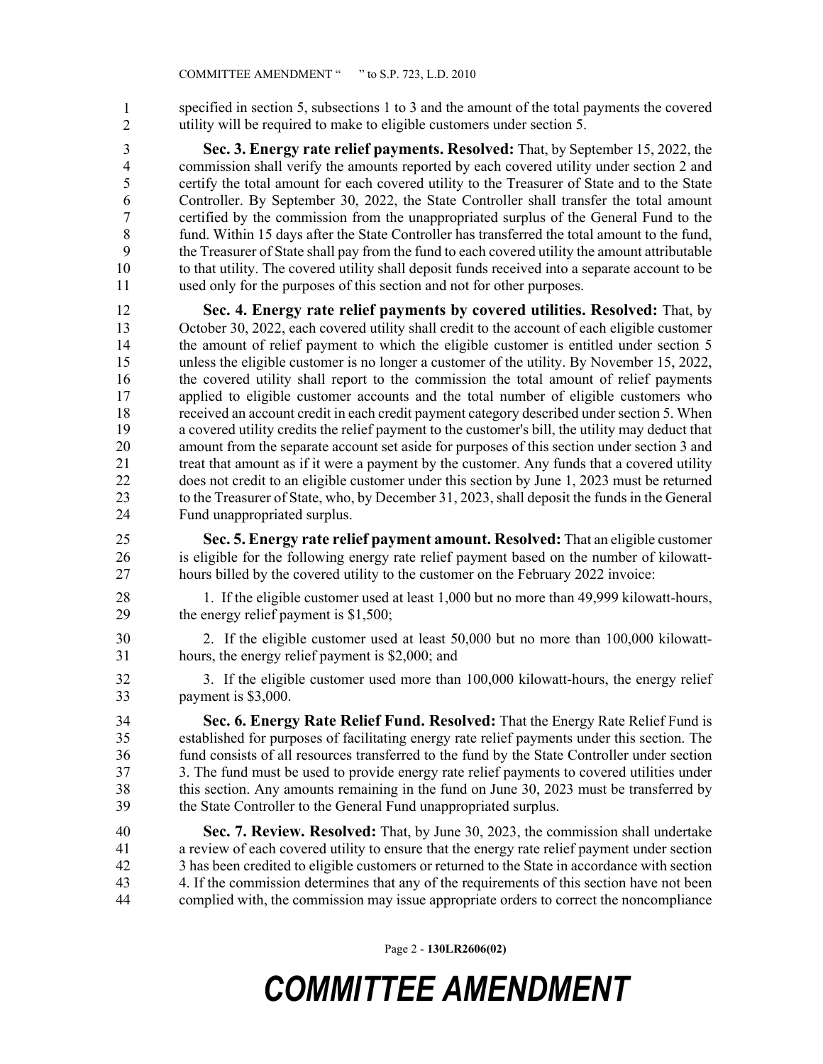specified in section 5, subsections 1 to 3 and the amount of the total payments the covered utility will be required to make to eligible customers under section 5.

**Sec. 3. Energy rate relief payments. Resolved:** That, by September 15, 2022, the commission shall verify the amounts reported by each covered utility under section 2 and certify the total amount for each covered utility to the Treasurer of State and to the State Controller. By September 30, 2022, the State Controller shall transfer the total amount certified by the commission from the unappropriated surplus of the General Fund to the fund. Within 15 days after the State Controller has transferred the total amount to the fund, the Treasurer of State shall pay from the fund to each covered utility the amount attributable to that utility. The covered utility shall deposit funds received into a separate account to be used only for the purposes of this section and not for other purposes.

**Sec. 4. Energy rate relief payments by covered utilities. Resolved:** That, by October 30, 2022, each covered utility shall credit to the account of each eligible customer the amount of relief payment to which the eligible customer is entitled under section 5 unless the eligible customer is no longer a customer of the utility. By November 15, 2022, the covered utility shall report to the commission the total amount of relief payments applied to eligible customer accounts and the total number of eligible customers who received an account credit in each credit payment category described under section 5. When a covered utility credits the relief payment to the customer's bill, the utility may deduct that amount from the separate account set aside for purposes of this section under section 3 and treat that amount as if it were a payment by the customer. Any funds that a covered utility does not credit to an eligible customer under this section by June 1, 2023 must be returned to the Treasurer of State, who, by December 31, 2023, shall deposit the funds in the General Fund unappropriated surplus.

**Sec. 5. Energy rate relief payment amount. Resolved:** That an eligible customer is eligible for the following energy rate relief payment based on the number of kilowatt-hours billed by the covered utility to the customer on the February 2022 invoice:

1. If the eligible customer used at least 1,000 but no more than 49,999 kilowatt-hours, the energy relief payment is $1,500;

2. If the eligible customer used at least 50,000 but no more than 100,000 kilowatt-hours, the energy relief payment is $2,000; and

3. If the eligible customer used more than 100,000 kilowatt-hours, the energy relief payment is $3,000.

**Sec. 6. Energy Rate Relief Fund. Resolved:** That the Energy Rate Relief Fund is established for purposes of facilitating energy rate relief payments under this section. The fund consists of all resources transferred to the fund by the State Controller under section 3. The fund must be used to provide energy rate relief payments to covered utilities under this section. Any amounts remaining in the fund on June 30, 2023 must be transferred by the State Controller to the General Fund unappropriated surplus.

**Sec. 7. Review. Resolved:** That, by June 30, 2023, the commission shall undertake a review of each covered utility to ensure that the energy rate relief payment under section 3 has been credited to eligible customers or returned to the State in accordance with section 4. If the commission determines that any of the requirements of this section have not been complied with, the commission may issue appropriate orders to correct the noncompliance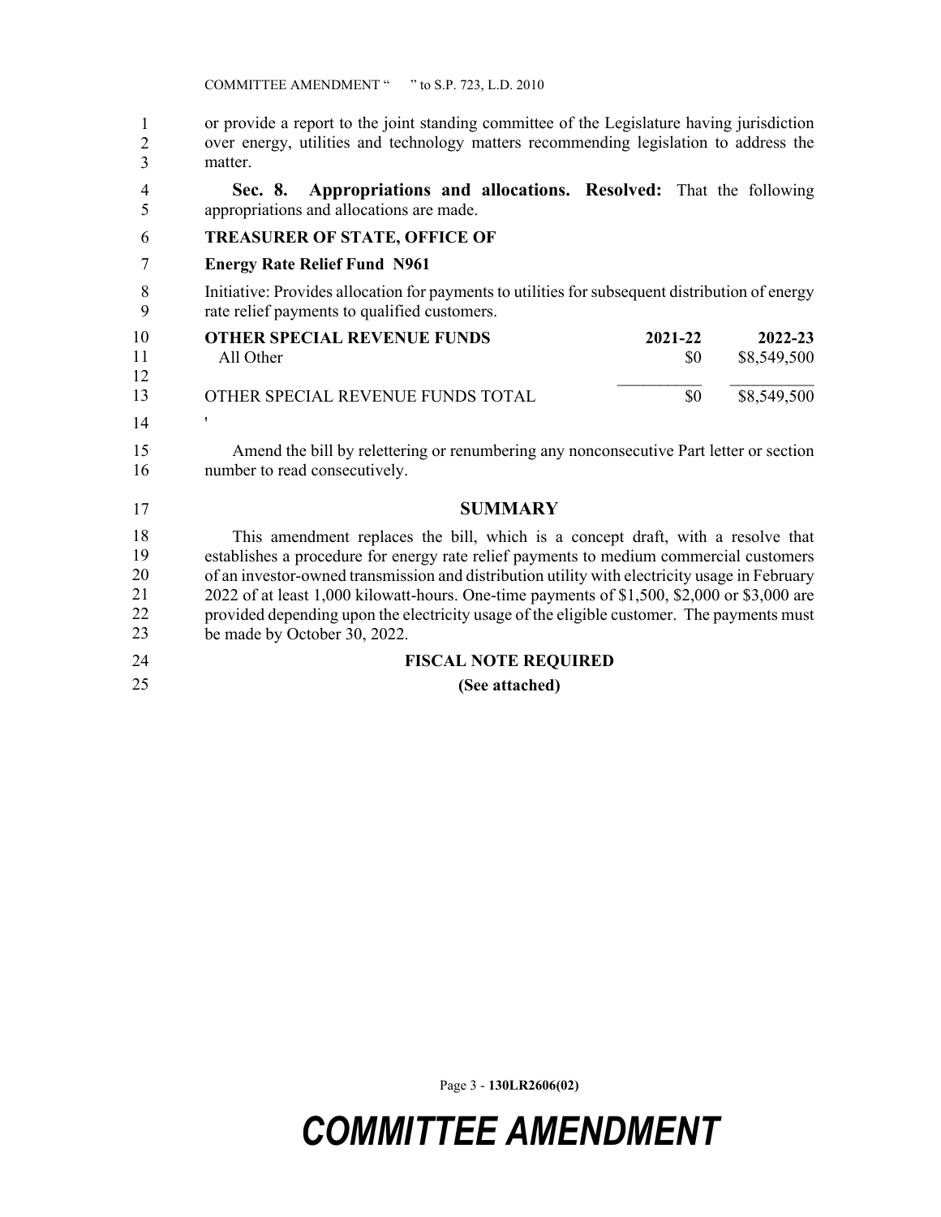or provide a report to the joint standing committee of the Legislature having jurisdiction over energy, utilities and technology matters recommending legislation to address the matter.

**Sec. 8. Appropriations and allocations. Resolved:** That the following appropriations and allocations are made.

**TREASURER OF STATE, OFFICE OF**

**Energy Rate Relief Fund N961**

Initiative: Provides allocation for payments to utilities for subsequent distribution of energy rate relief payments to qualified customers.

| OTHER SPECIAL REVENUE FUNDS | 2021-22 | 2022-23 |
|---|---|---|
| All Other | $0 | $8,549,500 |
| OTHER SPECIAL REVENUE FUNDS TOTAL | $0 | $8,549,500 |

'

Amend the bill by relettering or renumbering any nonconsecutive Part letter or section number to read consecutively.

## SUMMARY

This amendment replaces the bill, which is a concept draft, with a resolve that establishes a procedure for energy rate relief payments to medium commercial customers of an investor-owned transmission and distribution utility with electricity usage in February 2022 of at least 1,000 kilowatt-hours. One-time payments of $1,500, $2,000 or $3,000 are provided depending upon the electricity usage of the eligible customer. The payments must be made by October 30, 2022.

**FISCAL NOTE REQUIRED**

**(See attached)**